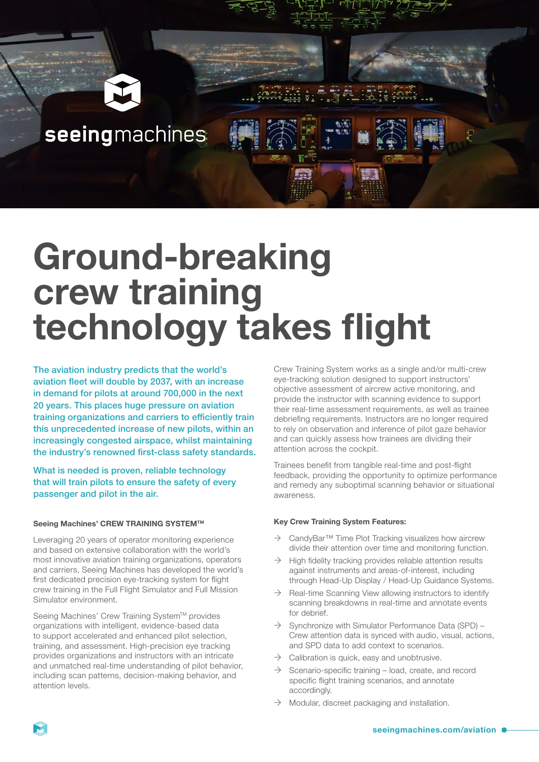seeingmachines

# Ground-breaking crew training technology takes flight

The aviation industry predicts that the world's aviation fleet will double by 2037, with an increase in demand for pilots at around 700,000 in the next 20 years. This places huge pressure on aviation training organizations and carriers to efficiently train this unprecedented increase of new pilots, within an increasingly congested airspace, whilst maintaining the industry's renowned first-class safety standards.

What is needed is proven, reliable technology that will train pilots to ensure the safety of every passenger and pilot in the air.

#### Seeing Machines' CREW TRAINING SYSTEM™

Leveraging 20 years of operator monitoring experience and based on extensive collaboration with the world's most innovative aviation training organizations, operators and carriers, Seeing Machines has developed the world's first dedicated precision eye-tracking system for flight crew training in the Full Flight Simulator and Full Mission Simulator environment.

Seeing Machines' Crew Training System™ provides organizations with intelligent, evidence-based data to support accelerated and enhanced pilot selection, training, and assessment. High-precision eye tracking provides organizations and instructors with an intricate and unmatched real-time understanding of pilot behavior, including scan patterns, decision-making behavior, and attention levels.

Crew Training System works as a single and/or multi-crew eye-tracking solution designed to support instructors' objective assessment of aircrew active monitoring, and provide the instructor with scanning evidence to support their real-time assessment requirements, as well as trainee debriefing requirements. Instructors are no longer required to rely on observation and inference of pilot gaze behavior and can quickly assess how trainees are dividing their attention across the cockpit.

Trainees benefit from tangible real-time and post-flight feedback, providing the opportunity to optimize performance and remedy any suboptimal scanning behavior or situational awareness.

#### Key Crew Training System Features:

- CandyBar™ Time Plot Tracking visualizes how aircrew divide their attention over time and monitoring function.
- High fidelity tracking provides reliable attention results against instruments and areas-of-interest, including through Head-Up Display / Head-Up Guidance Systems.
- Real-time Scanning View allowing instructors to identify scanning breakdowns in real-time and annotate events for debrief.
- Synchronize with Simulator Performance Data (SPD) – Crew attention data is synced with audio, visual, actions, and SPD data to add context to scenarios.
- Calibration is quick, easy and unobtrusive.
- Scenario-specific training – load, create, and record specific flight training scenarios, and annotate accordingly.
- Modular, discreet packaging and installation.

seeingmachines.com/aviation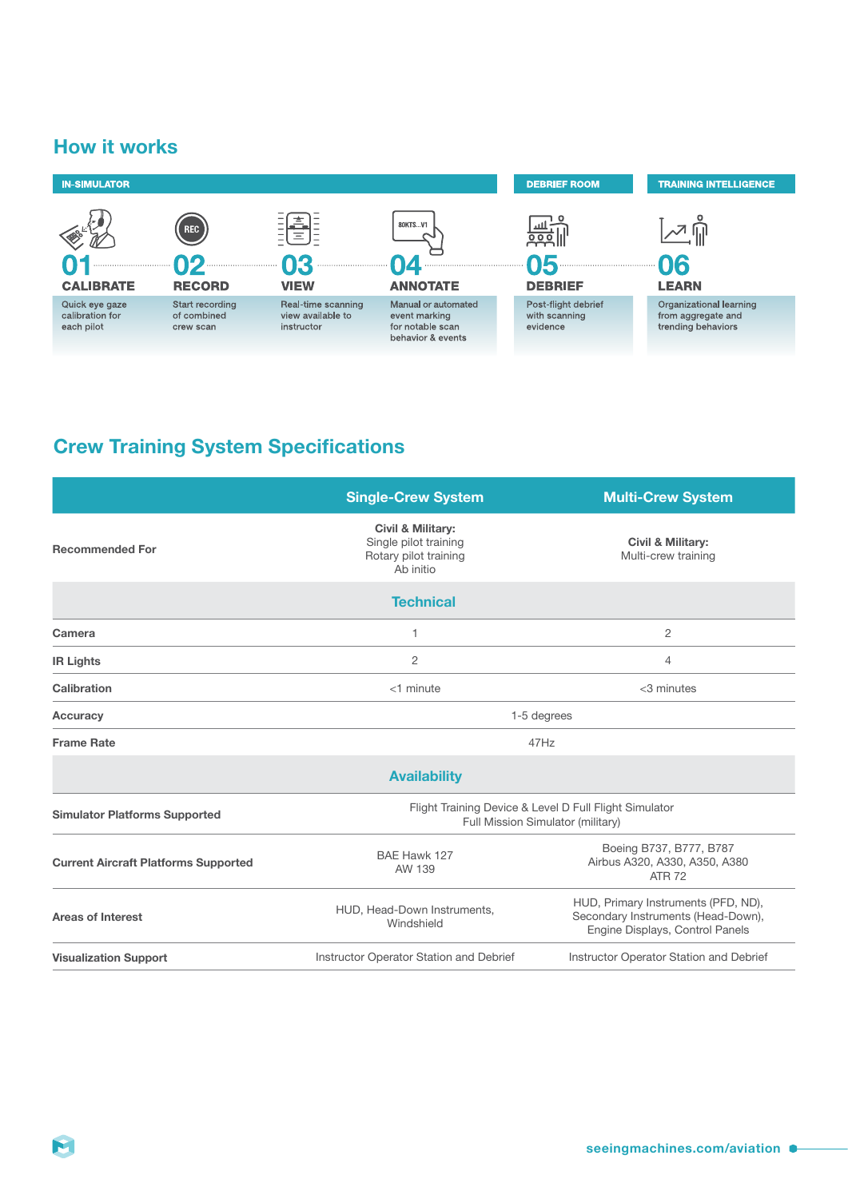## How it works

**IN-SIMULATOR**

**01 CALIBRATE**
Quick eye gaze calibration for each pilot

**02 RECORD**
Start recording of combined crew scan

**03 VIEW**
Real-time scanning view available to instructor

**04 ANNOTATE**
Manual or automated event marking for notable scan behavior & events

**DEBRIEF ROOM**

**05 DEBRIEF**
Post-flight debrief with scanning evidence

**TRAINING INTELLIGENCE**

**06 LEARN**
Organizational learning from aggregate and trending behaviors

## Crew Training System Specifications

| | Single-Crew System | Multi-Crew System |
|---|---|---|
| **Recommended For** | **Civil & Military:** Single pilot training Rotary pilot training Ab initio | **Civil & Military:** Multi-crew training |
| **Technical** | | |
| **Camera** | 1 | 2 |
| **IR Lights** | 2 | 4 |
| **Calibration** | <1 minute | <3 minutes |
| **Accuracy** | 1-5 degrees | |
| **Frame Rate** | 47Hz | |
| **Availability** | | |
| **Simulator Platforms Supported** | Flight Training Device & Level D Full Flight Simulator Full Mission Simulator (military) | |
| **Current Aircraft Platforms Supported** | BAE Hawk 127 AW 139 | Boeing B737, B777, B787 Airbus A320, A330, A350, A380 ATR 72 |
| **Areas of Interest** | HUD, Head-Down Instruments, Windshield | HUD, Primary Instruments (PFD, ND), Secondary Instruments (Head-Down), Engine Displays, Control Panels |
| **Visualization Support** | Instructor Operator Station and Debrief | Instructor Operator Station and Debrief |

seeingmachines.com/aviation